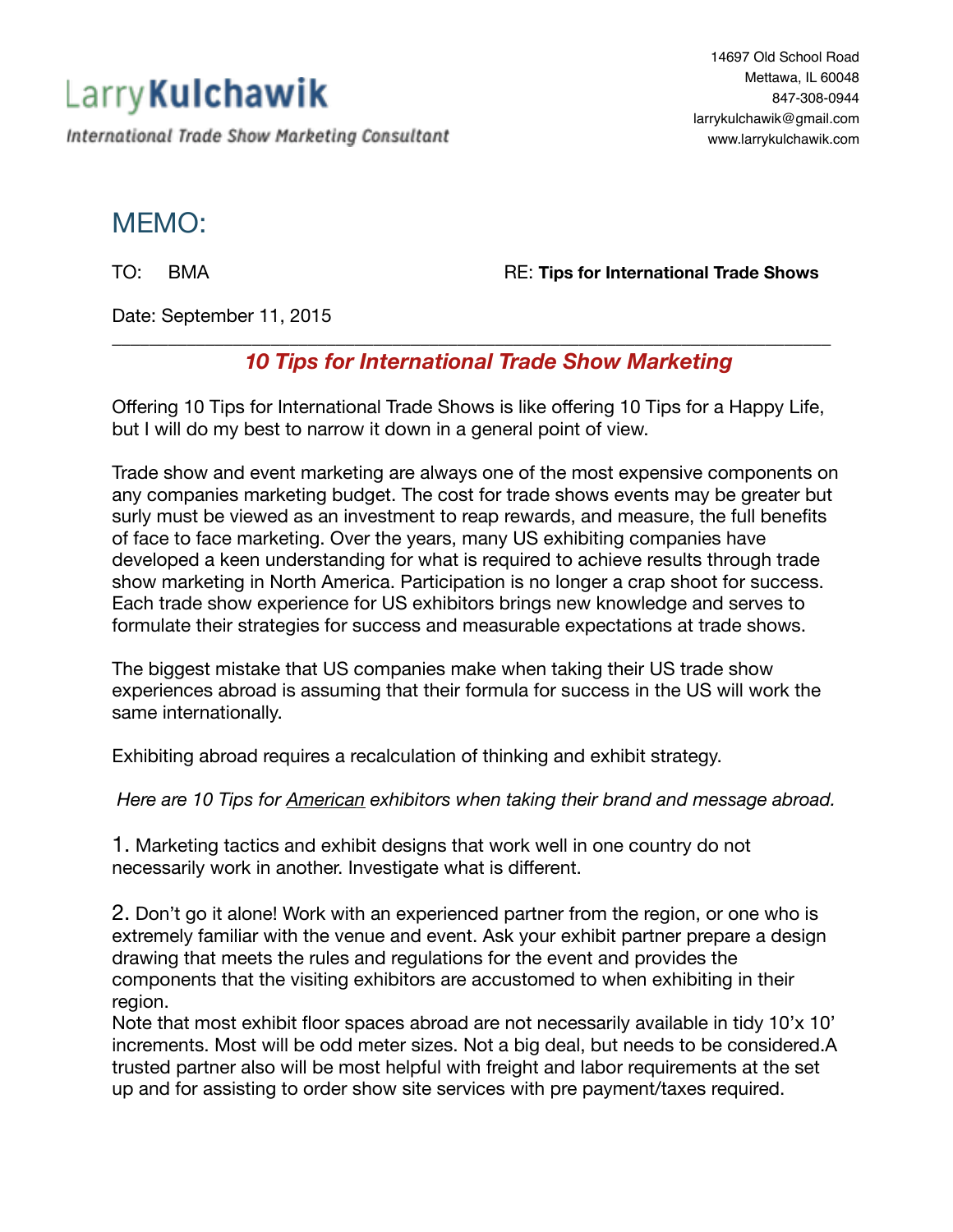# Larry Kulchawik

*International Trade Show Marketing Consultant*

14697 Old School Road
Mettawa, IL 60048
847-308-0944
larrykulchawik@gmail.com
www.larrykulchawik.com

## MEMO:

TO: BMA

RE: **Tips for International Trade Shows**

Date: September 11, 2015

---

## *10 Tips for International Trade Show Marketing*

Offering 10 Tips for International Trade Shows is like offering 10 Tips for a Happy Life, but I will do my best to narrow it down in a general point of view.

Trade show and event marketing are always one of the most expensive components on any companies marketing budget. The cost for trade shows events may be greater but surly must be viewed as an investment to reap rewards, and measure, the full benefits of face to face marketing. Over the years, many US exhibiting companies have developed a keen understanding for what is required to achieve results through trade show marketing in North America. Participation is no longer a crap shoot for success. Each trade show experience for US exhibitors brings new knowledge and serves to formulate their strategies for success and measurable expectations at trade shows.

The biggest mistake that US companies make when taking their US trade show experiences abroad is assuming that their formula for success in the US will work the same internationally.

Exhibiting abroad requires a recalculation of thinking and exhibit strategy.

*Here are 10 Tips for <u>American</u> exhibitors when taking their brand and message abroad.*

1. Marketing tactics and exhibit designs that work well in one country do not necessarily work in another. Investigate what is different.

2. Don't go it alone! Work with an experienced partner from the region, or one who is extremely familiar with the venue and event. Ask your exhibit partner prepare a design drawing that meets the rules and regulations for the event and provides the components that the visiting exhibitors are accustomed to when exhibiting in their region.
Note that most exhibit floor spaces abroad are not necessarily available in tidy 10'x 10' increments. Most will be odd meter sizes. Not a big deal, but needs to be considered.A trusted partner also will be most helpful with freight and labor requirements at the set up and for assisting to order show site services with pre payment/taxes required.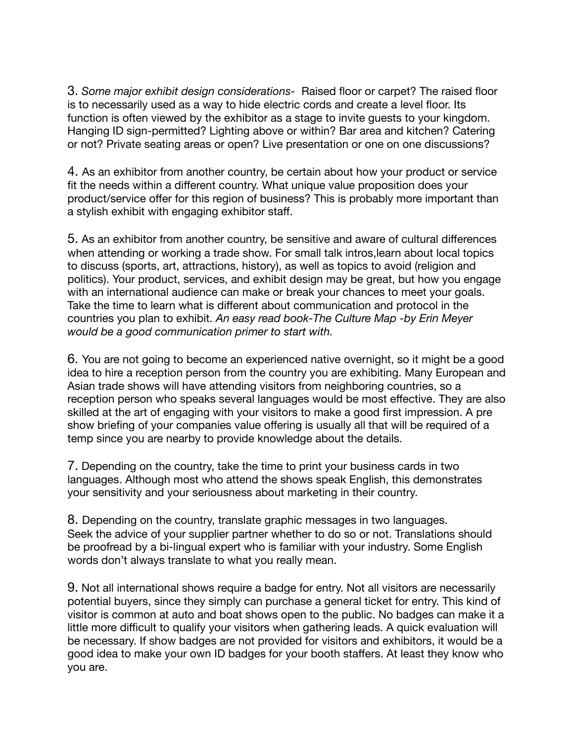3. *Some major exhibit design considerations-* Raised floor or carpet? The raised floor is to necessarily used as a way to hide electric cords and create a level floor. Its function is often viewed by the exhibitor as a stage to invite guests to your kingdom. Hanging ID sign-permitted? Lighting above or within? Bar area and kitchen? Catering or not? Private seating areas or open? Live presentation or one on one discussions?

4. As an exhibitor from another country, be certain about how your product or service fit the needs within a different country. What unique value proposition does your product/service offer for this region of business? This is probably more important than a stylish exhibit with engaging exhibitor staff.

5. As an exhibitor from another country, be sensitive and aware of cultural differences when attending or working a trade show. For small talk intros,learn about local topics to discuss (sports, art, attractions, history), as well as topics to avoid (religion and politics). Your product, services, and exhibit design may be great, but how you engage with an international audience can make or break your chances to meet your goals. Take the time to learn what is different about communication and protocol in the countries you plan to exhibit. *An easy read book-The Culture Map -by Erin Meyer would be a good communication primer to start with.*

6. You are not going to become an experienced native overnight, so it might be a good idea to hire a reception person from the country you are exhibiting. Many European and Asian trade shows will have attending visitors from neighboring countries, so a reception person who speaks several languages would be most effective. They are also skilled at the art of engaging with your visitors to make a good first impression. A pre show briefing of your companies value offering is usually all that will be required of a temp since you are nearby to provide knowledge about the details.

7. Depending on the country, take the time to print your business cards in two languages. Although most who attend the shows speak English, this demonstrates your sensitivity and your seriousness about marketing in their country.

8. Depending on the country, translate graphic messages in two languages. Seek the advice of your supplier partner whether to do so or not. Translations should be proofread by a bi-lingual expert who is familiar with your industry. Some English words don't always translate to what you really mean.

9. Not all international shows require a badge for entry. Not all visitors are necessarily potential buyers, since they simply can purchase a general ticket for entry. This kind of visitor is common at auto and boat shows open to the public. No badges can make it a little more difficult to qualify your visitors when gathering leads. A quick evaluation will be necessary. If show badges are not provided for visitors and exhibitors, it would be a good idea to make your own ID badges for your booth staffers. At least they know who you are.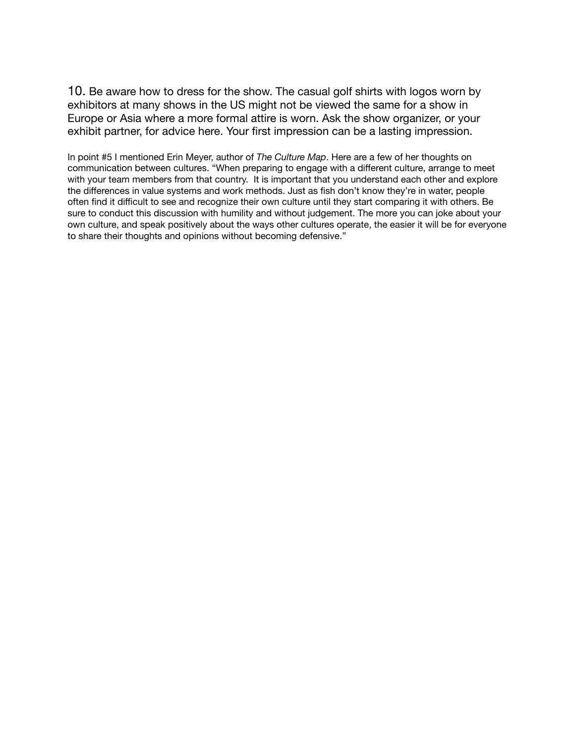10. Be aware how to dress for the show. The casual golf shirts with logos worn by exhibitors at many shows in the US might not be viewed the same for a show in Europe or Asia where a more formal attire is worn. Ask the show organizer, or your exhibit partner, for advice here. Your first impression can be a lasting impression.

In point #5 I mentioned Erin Meyer, author of *The Culture Map*. Here are a few of her thoughts on communication between cultures. "When preparing to engage with a different culture, arrange to meet with your team members from that country. It is important that you understand each other and explore the differences in value systems and work methods. Just as fish don't know they're in water, people often find it difficult to see and recognize their own culture until they start comparing it with others. Be sure to conduct this discussion with humility and without judgement. The more you can joke about your own culture, and speak positively about the ways other cultures operate, the easier it will be for everyone to share their thoughts and opinions without becoming defensive."